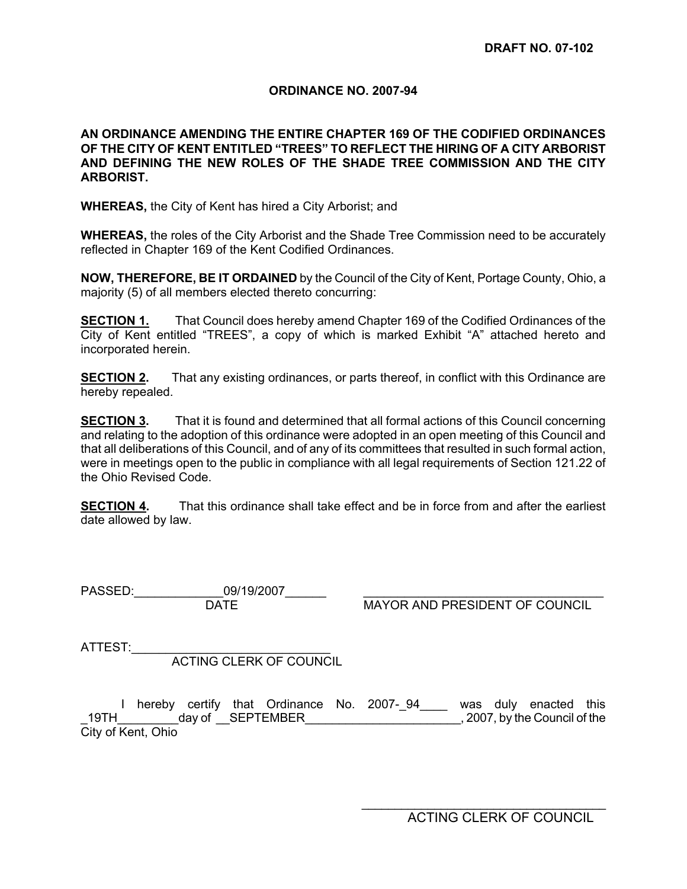**DRAFT NO. 07-102**

# ORDINANCE NO. 2007-94

**AN ORDINANCE AMENDING THE ENTIRE CHAPTER 169 OF THE CODIFIED ORDINANCES OF THE CITY OF KENT ENTITLED "TREES" TO REFLECT THE HIRING OF A CITY ARBORIST AND DEFINING THE NEW ROLES OF THE SHADE TREE COMMISSION AND THE CITY ARBORIST.**

**WHEREAS,** the City of Kent has hired a City Arborist; and

**WHEREAS,** the roles of the City Arborist and the Shade Tree Commission need to be accurately reflected in Chapter 169 of the Kent Codified Ordinances.

**NOW, THEREFORE, BE IT ORDAINED** by the Council of the City of Kent, Portage County, Ohio, a majority (5) of all members elected thereto concurring:

**SECTION 1.** That Council does hereby amend Chapter 169 of the Codified Ordinances of the City of Kent entitled "TREES", a copy of which is marked Exhibit "A" attached hereto and incorporated herein.

**SECTION 2.** That any existing ordinances, or parts thereof, in conflict with this Ordinance are hereby repealed.

**SECTION 3.** That it is found and determined that all formal actions of this Council concerning and relating to the adoption of this ordinance were adopted in an open meeting of this Council and that all deliberations of this Council, and of any of its committees that resulted in such formal action, were in meetings open to the public in compliance with all legal requirements of Section 121.22 of the Ohio Revised Code.

**SECTION 4.** That this ordinance shall take effect and be in force from and after the earliest date allowed by law.

PASSED: 09/19/2007
DATE

_______________________________
MAYOR AND PRESIDENT OF COUNCIL

ATTEST: _______________________________
ACTING CLERK OF COUNCIL

I hereby certify that Ordinance No. 2007-94 was duly enacted this 19TH day of SEPTEMBER, 2007, by the Council of the City of Kent, Ohio

_______________________________
ACTING CLERK OF COUNCIL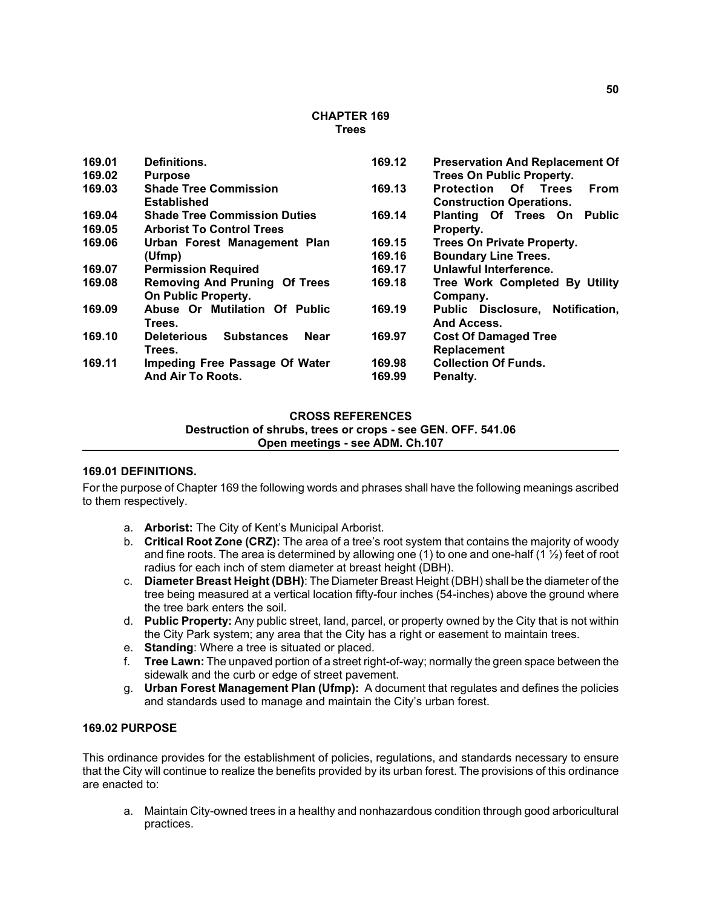# CHAPTER 169
## Trees

| | |
|---|---|
| 169.01 | Definitions. |
| 169.02 | Purpose |
| 169.03 | Shade Tree Commission Established |
| 169.04 | Shade Tree Commission Duties |
| 169.05 | Arborist To Control Trees |
| 169.06 | Urban Forest Management Plan (Ufmp) |
| 169.07 | Permission Required |
| 169.08 | Removing And Pruning Of Trees On Public Property. |
| 169.09 | Abuse Or Mutilation Of Public Trees. |
| 169.10 | Deleterious Substances Near Trees. |
| 169.11 | Impeding Free Passage Of Water And Air To Roots. |
| 169.12 | Preservation And Replacement Of Trees On Public Property. |
| 169.13 | Protection Of Trees From Construction Operations. |
| 169.14 | Planting Of Trees On Public Property. |
| 169.15 | Trees On Private Property. |
| 169.16 | Boundary Line Trees. |
| 169.17 | Unlawful Interference. |
| 169.18 | Tree Work Completed By Utility Company. |
| 169.19 | Public Disclosure, Notification, And Access. |
| 169.97 | Cost Of Damaged Tree Replacement |
| 169.98 | Collection Of Funds. |
| 169.99 | Penalty. |

**CROSS REFERENCES**
**Destruction of shrubs, trees or crops - see GEN. OFF. 541.06**
**Open meetings - see ADM. Ch.107**

### 169.01 DEFINITIONS.

For the purpose of Chapter 169 the following words and phrases shall have the following meanings ascribed to them respectively.

a. **Arborist:** The City of Kent's Municipal Arborist.
b. **Critical Root Zone (CRZ):** The area of a tree's root system that contains the majority of woody and fine roots. The area is determined by allowing one (1) to one and one-half (1 ½) feet of root radius for each inch of stem diameter at breast height (DBH).
c. **Diameter Breast Height (DBH)**: The Diameter Breast Height (DBH) shall be the diameter of the tree being measured at a vertical location fifty-four inches (54-inches) above the ground where the tree bark enters the soil.
d. **Public Property:** Any public street, land, parcel, or property owned by the City that is not within the City Park system; any area that the City has a right or easement to maintain trees.
e. **Standing**: Where a tree is situated or placed.
f. **Tree Lawn:** The unpaved portion of a street right-of-way; normally the green space between the sidewalk and the curb or edge of street pavement.
g. **Urban Forest Management Plan (Ufmp):** A document that regulates and defines the policies and standards used to manage and maintain the City's urban forest.

### 169.02 PURPOSE

This ordinance provides for the establishment of policies, regulations, and standards necessary to ensure that the City will continue to realize the benefits provided by its urban forest. The provisions of this ordinance are enacted to:

a. Maintain City-owned trees in a healthy and nonhazardous condition through good arboricultural practices.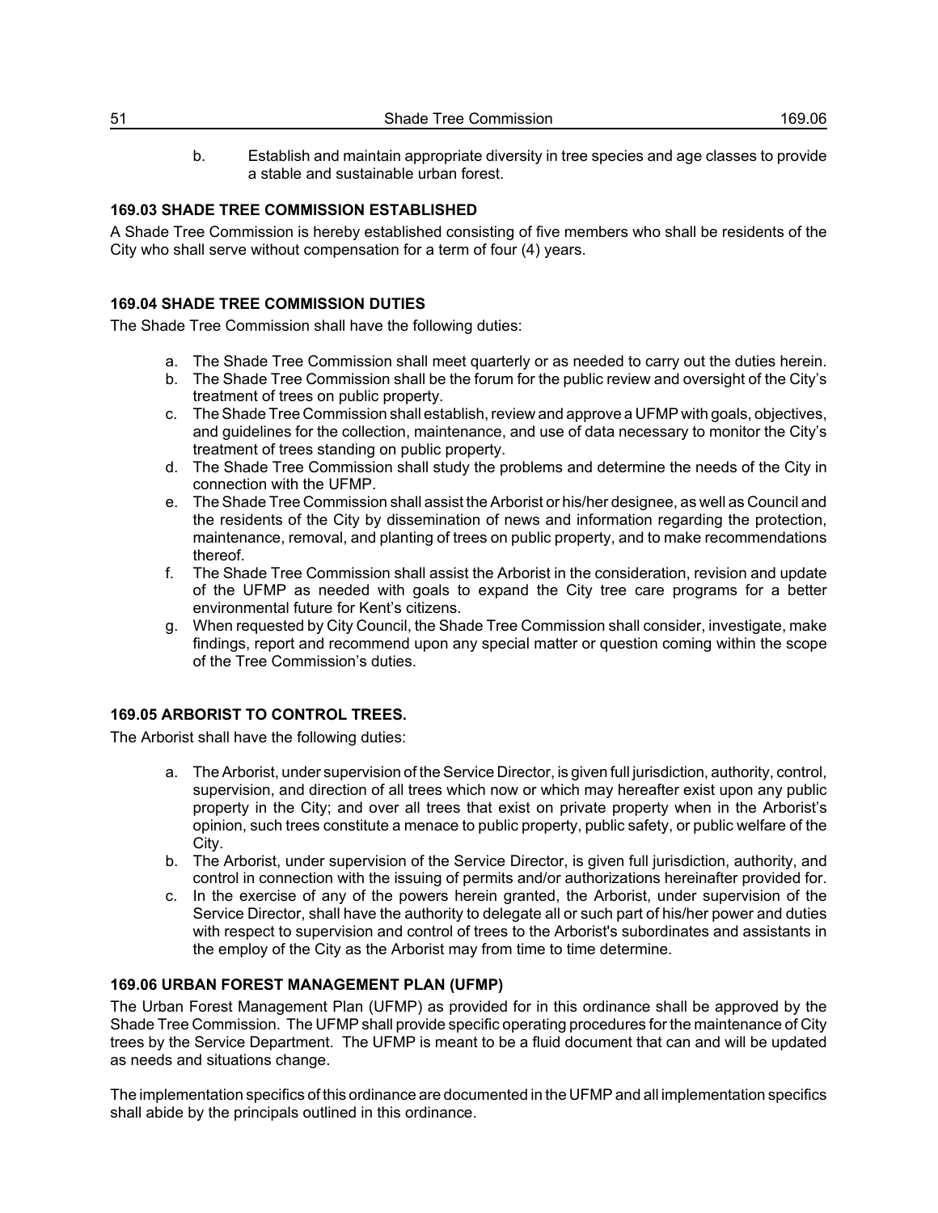b. Establish and maintain appropriate diversity in tree species and age classes to provide a stable and sustainable urban forest.

### 169.03 SHADE TREE COMMISSION ESTABLISHED

A Shade Tree Commission is hereby established consisting of five members who shall be residents of the City who shall serve without compensation for a term of four (4) years.

### 169.04 SHADE TREE COMMISSION DUTIES

The Shade Tree Commission shall have the following duties:

a. The Shade Tree Commission shall meet quarterly or as needed to carry out the duties herein.
b. The Shade Tree Commission shall be the forum for the public review and oversight of the City's treatment of trees on public property.
c. The Shade Tree Commission shall establish, review and approve a UFMP with goals, objectives, and guidelines for the collection, maintenance, and use of data necessary to monitor the City's treatment of trees standing on public property.
d. The Shade Tree Commission shall study the problems and determine the needs of the City in connection with the UFMP.
e. The Shade Tree Commission shall assist the Arborist or his/her designee, as well as Council and the residents of the City by dissemination of news and information regarding the protection, maintenance, removal, and planting of trees on public property, and to make recommendations thereof.
f. The Shade Tree Commission shall assist the Arborist in the consideration, revision and update of the UFMP as needed with goals to expand the City tree care programs for a better environmental future for Kent's citizens.
g. When requested by City Council, the Shade Tree Commission shall consider, investigate, make findings, report and recommend upon any special matter or question coming within the scope of the Tree Commission's duties.

### 169.05 ARBORIST TO CONTROL TREES.

The Arborist shall have the following duties:

a. The Arborist, under supervision of the Service Director, is given full jurisdiction, authority, control, supervision, and direction of all trees which now or which may hereafter exist upon any public property in the City; and over all trees that exist on private property when in the Arborist's opinion, such trees constitute a menace to public property, public safety, or public welfare of the City.
b. The Arborist, under supervision of the Service Director, is given full jurisdiction, authority, and control in connection with the issuing of permits and/or authorizations hereinafter provided for.
c. In the exercise of any of the powers herein granted, the Arborist, under supervision of the Service Director, shall have the authority to delegate all or such part of his/her power and duties with respect to supervision and control of trees to the Arborist's subordinates and assistants in the employ of the City as the Arborist may from time to time determine.

### 169.06 URBAN FOREST MANAGEMENT PLAN (UFMP)

The Urban Forest Management Plan (UFMP) as provided for in this ordinance shall be approved by the Shade Tree Commission. The UFMP shall provide specific operating procedures for the maintenance of City trees by the Service Department. The UFMP is meant to be a fluid document that can and will be updated as needs and situations change.

The implementation specifics of this ordinance are documented in the UFMP and all implementation specifics shall abide by the principals outlined in this ordinance.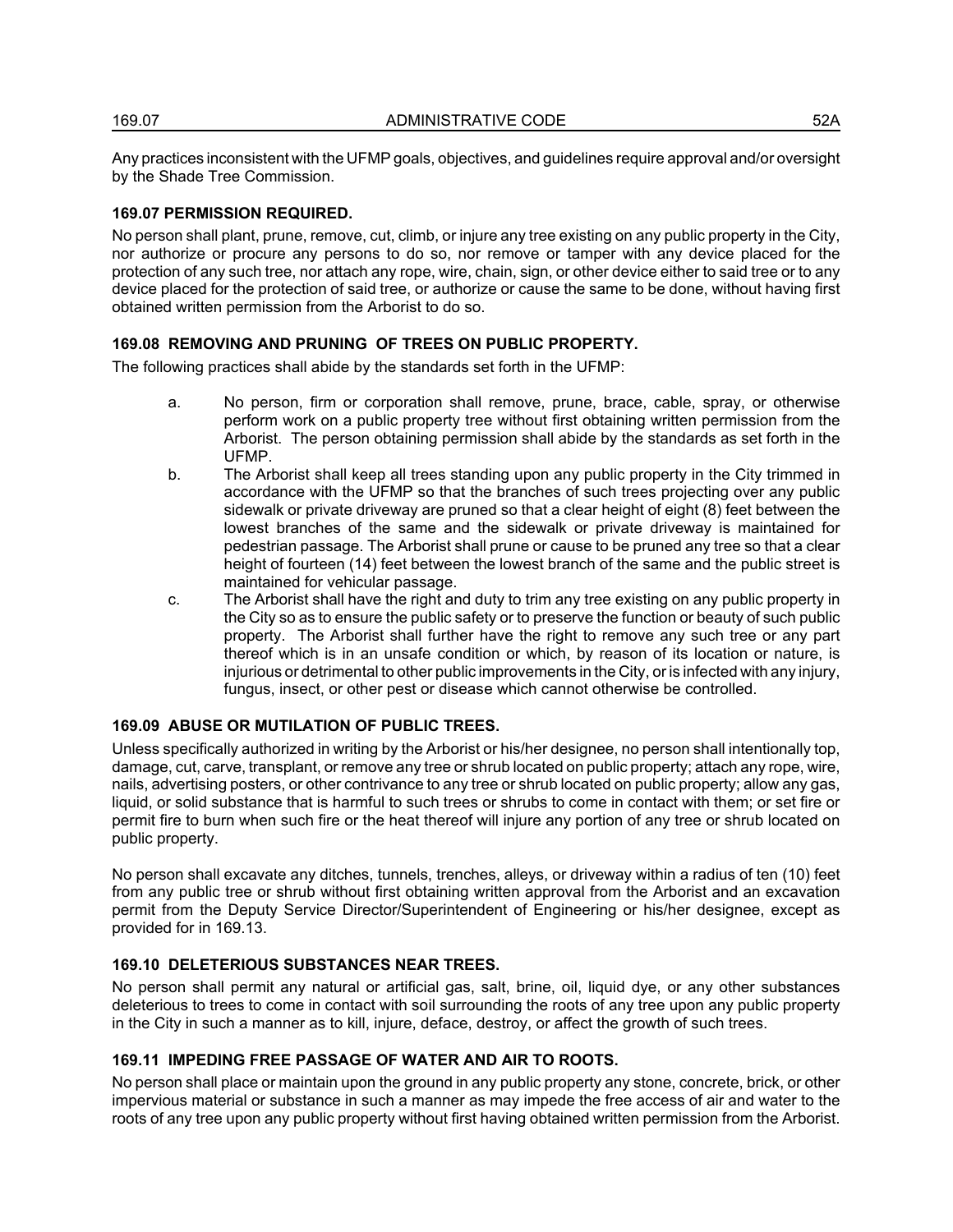Any practices inconsistent with the UFMP goals, objectives, and guidelines require approval and/or oversight by the Shade Tree Commission.

### 169.07 PERMISSION REQUIRED.

No person shall plant, prune, remove, cut, climb, or injure any tree existing on any public property in the City, nor authorize or procure any persons to do so, nor remove or tamper with any device placed for the protection of any such tree, nor attach any rope, wire, chain, sign, or other device either to said tree or to any device placed for the protection of said tree, or authorize or cause the same to be done, without having first obtained written permission from the Arborist to do so.

### 169.08 REMOVING AND PRUNING OF TREES ON PUBLIC PROPERTY.

The following practices shall abide by the standards set forth in the UFMP:

a. No person, firm or corporation shall remove, prune, brace, cable, spray, or otherwise perform work on a public property tree without first obtaining written permission from the Arborist. The person obtaining permission shall abide by the standards as set forth in the UFMP.

b. The Arborist shall keep all trees standing upon any public property in the City trimmed in accordance with the UFMP so that the branches of such trees projecting over any public sidewalk or private driveway are pruned so that a clear height of eight (8) feet between the lowest branches of the same and the sidewalk or private driveway is maintained for pedestrian passage. The Arborist shall prune or cause to be pruned any tree so that a clear height of fourteen (14) feet between the lowest branch of the same and the public street is maintained for vehicular passage.

c. The Arborist shall have the right and duty to trim any tree existing on any public property in the City so as to ensure the public safety or to preserve the function or beauty of such public property. The Arborist shall further have the right to remove any such tree or any part thereof which is in an unsafe condition or which, by reason of its location or nature, is injurious or detrimental to other public improvements in the City, or is infected with any injury, fungus, insect, or other pest or disease which cannot otherwise be controlled.

### 169.09 ABUSE OR MUTILATION OF PUBLIC TREES.

Unless specifically authorized in writing by the Arborist or his/her designee, no person shall intentionally top, damage, cut, carve, transplant, or remove any tree or shrub located on public property; attach any rope, wire, nails, advertising posters, or other contrivance to any tree or shrub located on public property; allow any gas, liquid, or solid substance that is harmful to such trees or shrubs to come in contact with them; or set fire or permit fire to burn when such fire or the heat thereof will injure any portion of any tree or shrub located on public property.

No person shall excavate any ditches, tunnels, trenches, alleys, or driveway within a radius of ten (10) feet from any public tree or shrub without first obtaining written approval from the Arborist and an excavation permit from the Deputy Service Director/Superintendent of Engineering or his/her designee, except as provided for in 169.13.

### 169.10 DELETERIOUS SUBSTANCES NEAR TREES.

No person shall permit any natural or artificial gas, salt, brine, oil, liquid dye, or any other substances deleterious to trees to come in contact with soil surrounding the roots of any tree upon any public property in the City in such a manner as to kill, injure, deface, destroy, or affect the growth of such trees.

### 169.11 IMPEDING FREE PASSAGE OF WATER AND AIR TO ROOTS.

No person shall place or maintain upon the ground in any public property any stone, concrete, brick, or other impervious material or substance in such a manner as may impede the free access of air and water to the roots of any tree upon any public property without first having obtained written permission from the Arborist.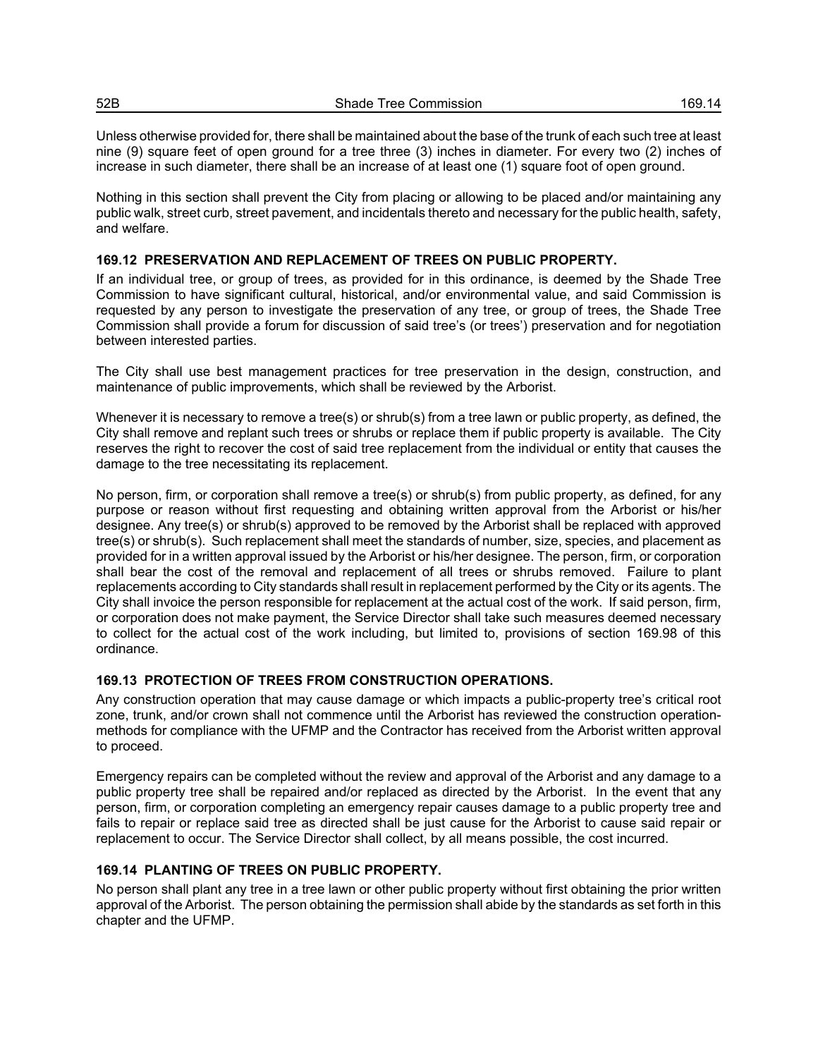Unless otherwise provided for, there shall be maintained about the base of the trunk of each such tree at least nine (9) square feet of open ground for a tree three (3) inches in diameter. For every two (2) inches of increase in such diameter, there shall be an increase of at least one (1) square foot of open ground.

Nothing in this section shall prevent the City from placing or allowing to be placed and/or maintaining any public walk, street curb, street pavement, and incidentals thereto and necessary for the public health, safety, and welfare.

### 169.12 PRESERVATION AND REPLACEMENT OF TREES ON PUBLIC PROPERTY.

If an individual tree, or group of trees, as provided for in this ordinance, is deemed by the Shade Tree Commission to have significant cultural, historical, and/or environmental value, and said Commission is requested by any person to investigate the preservation of any tree, or group of trees, the Shade Tree Commission shall provide a forum for discussion of said tree's (or trees') preservation and for negotiation between interested parties.

The City shall use best management practices for tree preservation in the design, construction, and maintenance of public improvements, which shall be reviewed by the Arborist.

Whenever it is necessary to remove a tree(s) or shrub(s) from a tree lawn or public property, as defined, the City shall remove and replant such trees or shrubs or replace them if public property is available. The City reserves the right to recover the cost of said tree replacement from the individual or entity that causes the damage to the tree necessitating its replacement.

No person, firm, or corporation shall remove a tree(s) or shrub(s) from public property, as defined, for any purpose or reason without first requesting and obtaining written approval from the Arborist or his/her designee. Any tree(s) or shrub(s) approved to be removed by the Arborist shall be replaced with approved tree(s) or shrub(s). Such replacement shall meet the standards of number, size, species, and placement as provided for in a written approval issued by the Arborist or his/her designee. The person, firm, or corporation shall bear the cost of the removal and replacement of all trees or shrubs removed. Failure to plant replacements according to City standards shall result in replacement performed by the City or its agents. The City shall invoice the person responsible for replacement at the actual cost of the work. If said person, firm, or corporation does not make payment, the Service Director shall take such measures deemed necessary to collect for the actual cost of the work including, but limited to, provisions of section 169.98 of this ordinance.

### 169.13 PROTECTION OF TREES FROM CONSTRUCTION OPERATIONS.

Any construction operation that may cause damage or which impacts a public-property tree's critical root zone, trunk, and/or crown shall not commence until the Arborist has reviewed the construction operation-methods for compliance with the UFMP and the Contractor has received from the Arborist written approval to proceed.

Emergency repairs can be completed without the review and approval of the Arborist and any damage to a public property tree shall be repaired and/or replaced as directed by the Arborist. In the event that any person, firm, or corporation completing an emergency repair causes damage to a public property tree and fails to repair or replace said tree as directed shall be just cause for the Arborist to cause said repair or replacement to occur. The Service Director shall collect, by all means possible, the cost incurred.

### 169.14 PLANTING OF TREES ON PUBLIC PROPERTY.

No person shall plant any tree in a tree lawn or other public property without first obtaining the prior written approval of the Arborist. The person obtaining the permission shall abide by the standards as set forth in this chapter and the UFMP.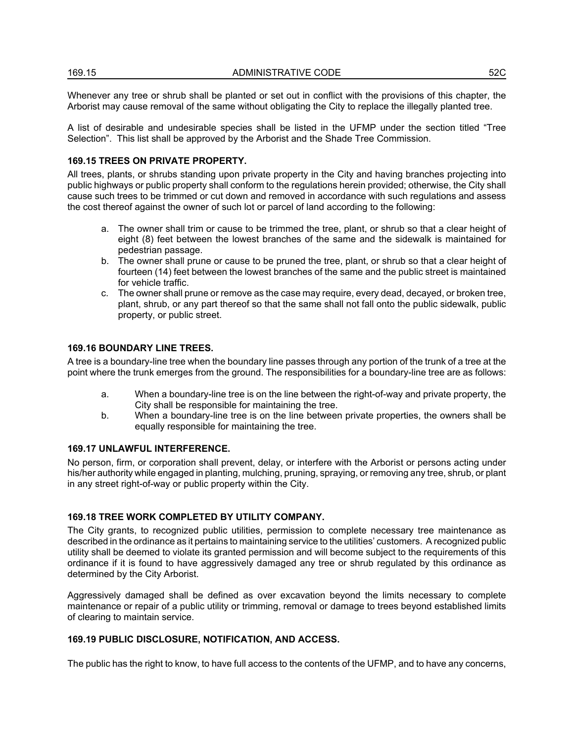Whenever any tree or shrub shall be planted or set out in conflict with the provisions of this chapter, the Arborist may cause removal of the same without obligating the City to replace the illegally planted tree.

A list of desirable and undesirable species shall be listed in the UFMP under the section titled "Tree Selection". This list shall be approved by the Arborist and the Shade Tree Commission.

**169.15 TREES ON PRIVATE PROPERTY.**

All trees, plants, or shrubs standing upon private property in the City and having branches projecting into public highways or public property shall conform to the regulations herein provided; otherwise, the City shall cause such trees to be trimmed or cut down and removed in accordance with such regulations and assess the cost thereof against the owner of such lot or parcel of land according to the following:

a. The owner shall trim or cause to be trimmed the tree, plant, or shrub so that a clear height of eight (8) feet between the lowest branches of the same and the sidewalk is maintained for pedestrian passage.
b. The owner shall prune or cause to be pruned the tree, plant, or shrub so that a clear height of fourteen (14) feet between the lowest branches of the same and the public street is maintained for vehicle traffic.
c. The owner shall prune or remove as the case may require, every dead, decayed, or broken tree, plant, shrub, or any part thereof so that the same shall not fall onto the public sidewalk, public property, or public street.

**169.16 BOUNDARY LINE TREES.**

A tree is a boundary-line tree when the boundary line passes through any portion of the trunk of a tree at the point where the trunk emerges from the ground. The responsibilities for a boundary-line tree are as follows:

a. When a boundary-line tree is on the line between the right-of-way and private property, the City shall be responsible for maintaining the tree.
b. When a boundary-line tree is on the line between private properties, the owners shall be equally responsible for maintaining the tree.

**169.17 UNLAWFUL INTERFERENCE.**

No person, firm, or corporation shall prevent, delay, or interfere with the Arborist or persons acting under his/her authority while engaged in planting, mulching, pruning, spraying, or removing any tree, shrub, or plant in any street right-of-way or public property within the City.

**169.18 TREE WORK COMPLETED BY UTILITY COMPANY.**

The City grants, to recognized public utilities, permission to complete necessary tree maintenance as described in the ordinance as it pertains to maintaining service to the utilities' customers. A recognized public utility shall be deemed to violate its granted permission and will become subject to the requirements of this ordinance if it is found to have aggressively damaged any tree or shrub regulated by this ordinance as determined by the City Arborist.

Aggressively damaged shall be defined as over excavation beyond the limits necessary to complete maintenance or repair of a public utility or trimming, removal or damage to trees beyond established limits of clearing to maintain service.

**169.19 PUBLIC DISCLOSURE, NOTIFICATION, AND ACCESS.**

The public has the right to know, to have full access to the contents of the UFMP, and to have any concerns,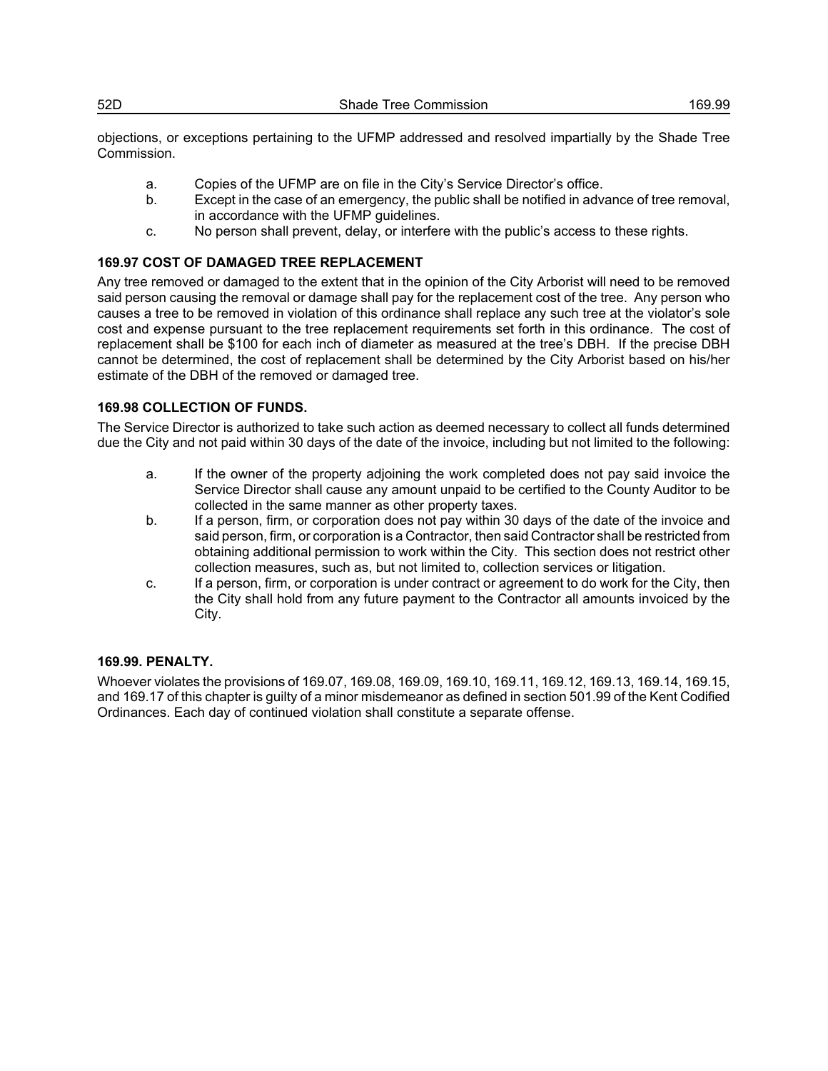objections, or exceptions pertaining to the UFMP addressed and resolved impartially by the Shade Tree Commission.

a. Copies of the UFMP are on file in the City's Service Director's office.
b. Except in the case of an emergency, the public shall be notified in advance of tree removal, in accordance with the UFMP guidelines.
c. No person shall prevent, delay, or interfere with the public's access to these rights.

### 169.97 COST OF DAMAGED TREE REPLACEMENT

Any tree removed or damaged to the extent that in the opinion of the City Arborist will need to be removed said person causing the removal or damage shall pay for the replacement cost of the tree. Any person who causes a tree to be removed in violation of this ordinance shall replace any such tree at the violator's sole cost and expense pursuant to the tree replacement requirements set forth in this ordinance. The cost of replacement shall be $100 for each inch of diameter as measured at the tree's DBH. If the precise DBH cannot be determined, the cost of replacement shall be determined by the City Arborist based on his/her estimate of the DBH of the removed or damaged tree.

### 169.98 COLLECTION OF FUNDS.

The Service Director is authorized to take such action as deemed necessary to collect all funds determined due the City and not paid within 30 days of the date of the invoice, including but not limited to the following:

a. If the owner of the property adjoining the work completed does not pay said invoice the Service Director shall cause any amount unpaid to be certified to the County Auditor to be collected in the same manner as other property taxes.
b. If a person, firm, or corporation does not pay within 30 days of the date of the invoice and said person, firm, or corporation is a Contractor, then said Contractor shall be restricted from obtaining additional permission to work within the City. This section does not restrict other collection measures, such as, but not limited to, collection services or litigation.
c. If a person, firm, or corporation is under contract or agreement to do work for the City, then the City shall hold from any future payment to the Contractor all amounts invoiced by the City.

### 169.99. PENALTY.

Whoever violates the provisions of 169.07, 169.08, 169.09, 169.10, 169.11, 169.12, 169.13, 169.14, 169.15, and 169.17 of this chapter is guilty of a minor misdemeanor as defined in section 501.99 of the Kent Codified Ordinances. Each day of continued violation shall constitute a separate offense.